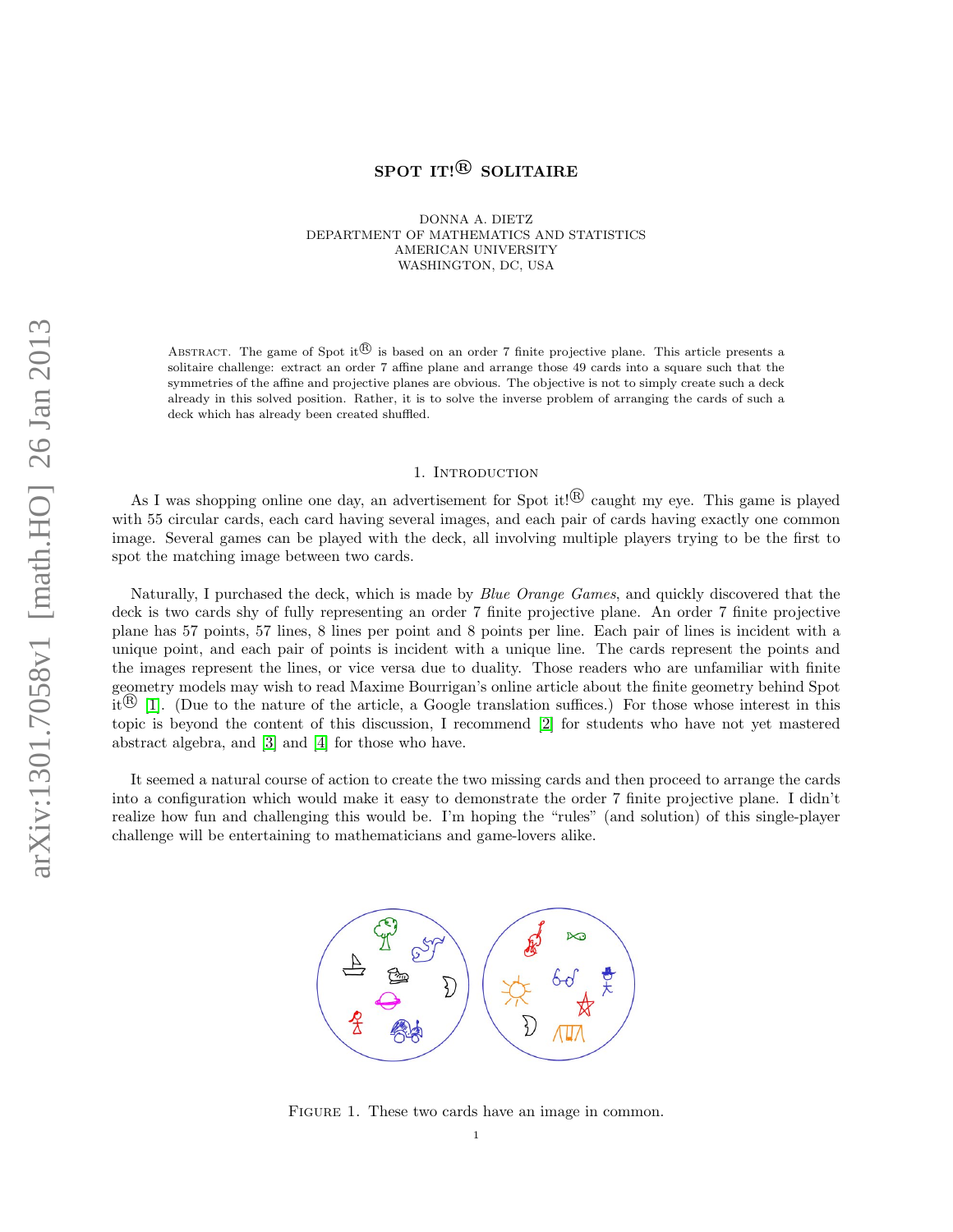# SPOT IT!® SOLITAIRE

DONNA A. DIETZ
DEPARTMENT OF MATHEMATICS AND STATISTICS
AMERICAN UNIVERSITY
WASHINGTON, DC, USA

ABSTRACT. The game of Spot it® is based on an order 7 finite projective plane. This article presents a solitaire challenge: extract an order 7 affine plane and arrange those 49 cards into a square such that the symmetries of the affine and projective planes are obvious. The objective is not to simply create such a deck already in this solved position. Rather, it is to solve the inverse problem of arranging the cards of such a deck which has already been created shuffled.

## 1. Introduction

As I was shopping online one day, an advertisement for Spot it!® caught my eye. This game is played with 55 circular cards, each card having several images, and each pair of cards having exactly one common image. Several games can be played with the deck, all involving multiple players trying to be the first to spot the matching image between two cards.

Naturally, I purchased the deck, which is made by *Blue Orange Games*, and quickly discovered that the deck is two cards shy of fully representing an order 7 finite projective plane. An order 7 finite projective plane has 57 points, 57 lines, 8 lines per point and 8 points per line. Each pair of lines is incident with a unique point, and each pair of points is incident with a unique line. The cards represent the points and the images represent the lines, or vice versa due to duality. Those readers who are unfamiliar with finite geometry models may wish to read Maxime Bourrigan's online article about the finite geometry behind Spot it® [1]. (Due to the nature of the article, a Google translation suffices.) For those whose interest in this topic is beyond the content of this discussion, I recommend [2] for students who have not yet mastered abstract algebra, and [3] and [4] for those who have.

It seemed a natural course of action to create the two missing cards and then proceed to arrange the cards into a configuration which would make it easy to demonstrate the order 7 finite projective plane. I didn't realize how fun and challenging this would be. I'm hoping the "rules" (and solution) of this single-player challenge will be entertaining to mathematicians and game-lovers alike.

FIGURE 1. These two cards have an image in common.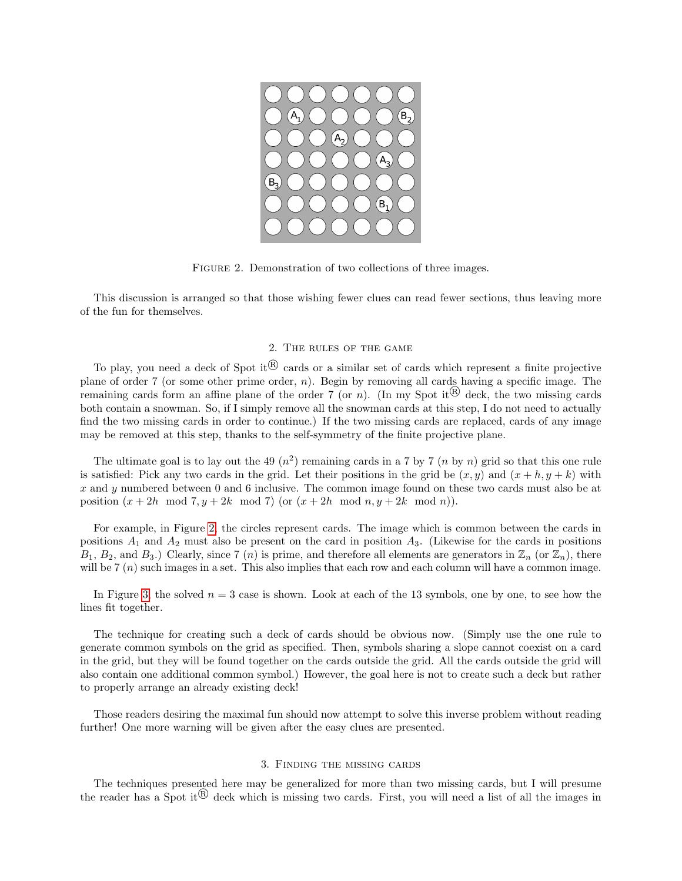FIGURE 2. Demonstration of two collections of three images.

This discussion is arranged so that those wishing fewer clues can read fewer sections, thus leaving more of the fun for themselves.

## 2. The rules of the game

To play, you need a deck of Spot it® cards or a similar set of cards which represent a finite projective plane of order 7 (or some other prime order, $n$). Begin by removing all cards having a specific image. The remaining cards form an affine plane of the order 7 (or $n$). (In my Spot it® deck, the two missing cards both contain a snowman. So, if I simply remove all the snowman cards at this step, I do not need to actually find the two missing cards in order to continue.) If the two missing cards are replaced, cards of any image may be removed at this step, thanks to the self-symmetry of the finite projective plane.

The ultimate goal is to lay out the 49 ($n^2$) remaining cards in a 7 by 7 ($n$ by $n$) grid so that this one rule is satisfied: Pick any two cards in the grid. Let their positions in the grid be $(x, y)$ and $(x + h, y + k)$ with $x$ and $y$ numbered between 0 and 6 inclusive. The common image found on these two cards must also be at position $(x + 2h \mod 7, y + 2k \mod 7)$ (or $(x + 2h \mod n, y + 2k \mod n)$).

For example, in Figure 2, the circles represent cards. The image which is common between the cards in positions $A_1$ and $A_2$ must also be present on the card in position $A_3$. (Likewise for the cards in positions $B_1$, $B_2$, and $B_3$.) Clearly, since 7 ($n$) is prime, and therefore all elements are generators in $\mathbb{Z}_n$ (or $\mathbb{Z}_n$), there will be 7 ($n$) such images in a set. This also implies that each row and each column will have a common image.

In Figure 3, the solved $n = 3$ case is shown. Look at each of the 13 symbols, one by one, to see how the lines fit together.

The technique for creating such a deck of cards should be obvious now. (Simply use the one rule to generate common symbols on the grid as specified. Then, symbols sharing a slope cannot coexist on a card in the grid, but they will be found together on the cards outside the grid. All the cards outside the grid will also contain one additional common symbol.) However, the goal here is not to create such a deck but rather to properly arrange an already existing deck!

Those readers desiring the maximal fun should now attempt to solve this inverse problem without reading further! One more warning will be given after the easy clues are presented.

## 3. Finding the missing cards

The techniques presented here may be generalized for more than two missing cards, but I will presume the reader has a Spot it® deck which is missing two cards. First, you will need a list of all the images in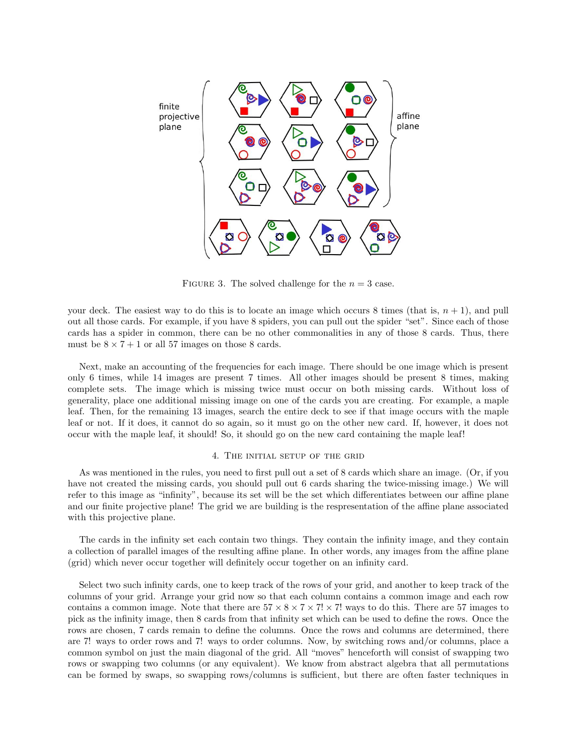finite projective plane

affine plane

FIGURE 3. The solved challenge for the $n = 3$ case.

your deck. The easiest way to do this is to locate an image which occurs 8 times (that is, $n + 1$), and pull out all those cards. For example, if you have 8 spiders, you can pull out the spider "set". Since each of those cards has a spider in common, there can be no other commonalities in any of those 8 cards. Thus, there must be $8 \times 7 + 1$ or all 57 images on those 8 cards.

Next, make an accounting of the frequencies for each image. There should be one image which is present only 6 times, while 14 images are present 7 times. All other images should be present 8 times, making complete sets. The image which is missing twice must occur on both missing cards. Without loss of generality, place one additional missing image on one of the cards you are creating. For example, a maple leaf. Then, for the remaining 13 images, search the entire deck to see if that image occurs with the maple leaf or not. If it does, it cannot do so again, so it must go on the other new card. If, however, it does not occur with the maple leaf, it should! So, it should go on the new card containing the maple leaf!

## 4. The initial setup of the grid

As was mentioned in the rules, you need to first pull out a set of 8 cards which share an image. (Or, if you have not created the missing cards, you should pull out 6 cards sharing the twice-missing image.) We will refer to this image as "infinity", because its set will be the set which differentiates between our affine plane and our finite projective plane! The grid we are building is the respresentation of the affine plane associated with this projective plane.

The cards in the infinity set each contain two things. They contain the infinity image, and they contain a collection of parallel images of the resulting affine plane. In other words, any images from the affine plane (grid) which never occur together will definitely occur together on an infinity card.

Select two such infinity cards, one to keep track of the rows of your grid, and another to keep track of the columns of your grid. Arrange your grid now so that each column contains a common image and each row contains a common image. Note that there are $57 \times 8 \times 7 \times 7! \times 7!$ ways to do this. There are 57 images to pick as the infinity image, then 8 cards from that infinity set which can be used to define the rows. Once the rows are chosen, 7 cards remain to define the columns. Once the rows and columns are determined, there are $7!$ ways to order rows and $7!$ ways to order columns. Now, by switching rows and/or columns, place a common symbol on just the main diagonal of the grid. All "moves" henceforth will consist of swapping two rows or swapping two columns (or any equivalent). We know from abstract algebra that all permutations can be formed by swaps, so swapping rows/columns is sufficient, but there are often faster techniques in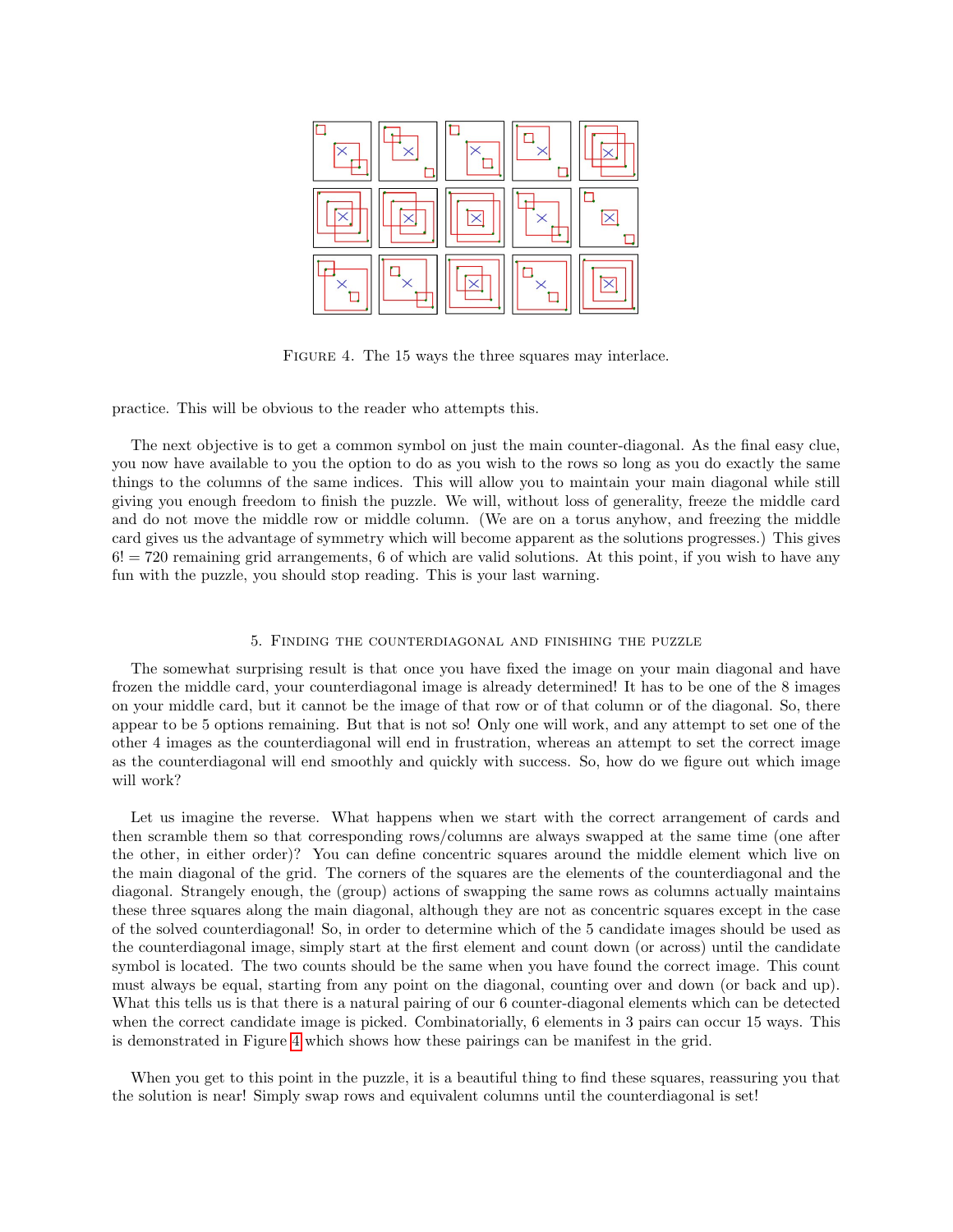FIGURE 4. The 15 ways the three squares may interlace.

practice. This will be obvious to the reader who attempts this.

The next objective is to get a common symbol on just the main counter-diagonal. As the final easy clue, you now have available to you the option to do as you wish to the rows so long as you do exactly the same things to the columns of the same indices. This will allow you to maintain your main diagonal while still giving you enough freedom to finish the puzzle. We will, without loss of generality, freeze the middle card and do not move the middle row or middle column. (We are on a torus anyhow, and freezing the middle card gives us the advantage of symmetry which will become apparent as the solutions progresses.) This gives $6! = 720$ remaining grid arrangements, 6 of which are valid solutions. At this point, if you wish to have any fun with the puzzle, you should stop reading. This is your last warning.

## 5. Finding the counterdiagonal and finishing the puzzle

The somewhat surprising result is that once you have fixed the image on your main diagonal and have frozen the middle card, your counterdiagonal image is already determined! It has to be one of the 8 images on your middle card, but it cannot be the image of that row or of that column or of the diagonal. So, there appear to be 5 options remaining. But that is not so! Only one will work, and any attempt to set one of the other 4 images as the counterdiagonal will end in frustration, whereas an attempt to set the correct image as the counterdiagonal will end smoothly and quickly with success. So, how do we figure out which image will work?

Let us imagine the reverse. What happens when we start with the correct arrangement of cards and then scramble them so that corresponding rows/columns are always swapped at the same time (one after the other, in either order)? You can define concentric squares around the middle element which live on the main diagonal of the grid. The corners of the squares are the elements of the counterdiagonal and the diagonal. Strangely enough, the (group) actions of swapping the same rows as columns actually maintains these three squares along the main diagonal, although they are not as concentric squares except in the case of the solved counterdiagonal! So, in order to determine which of the 5 candidate images should be used as the counterdiagonal image, simply start at the first element and count down (or across) until the candidate symbol is located. The two counts should be the same when you have found the correct image. This count must always be equal, starting from any point on the diagonal, counting over and down (or back and up). What this tells us is that there is a natural pairing of our 6 counter-diagonal elements which can be detected when the correct candidate image is picked. Combinatorially, 6 elements in 3 pairs can occur 15 ways. This is demonstrated in Figure 4 which shows how these pairings can be manifest in the grid.

When you get to this point in the puzzle, it is a beautiful thing to find these squares, reassuring you that the solution is near! Simply swap rows and equivalent columns until the counterdiagonal is set!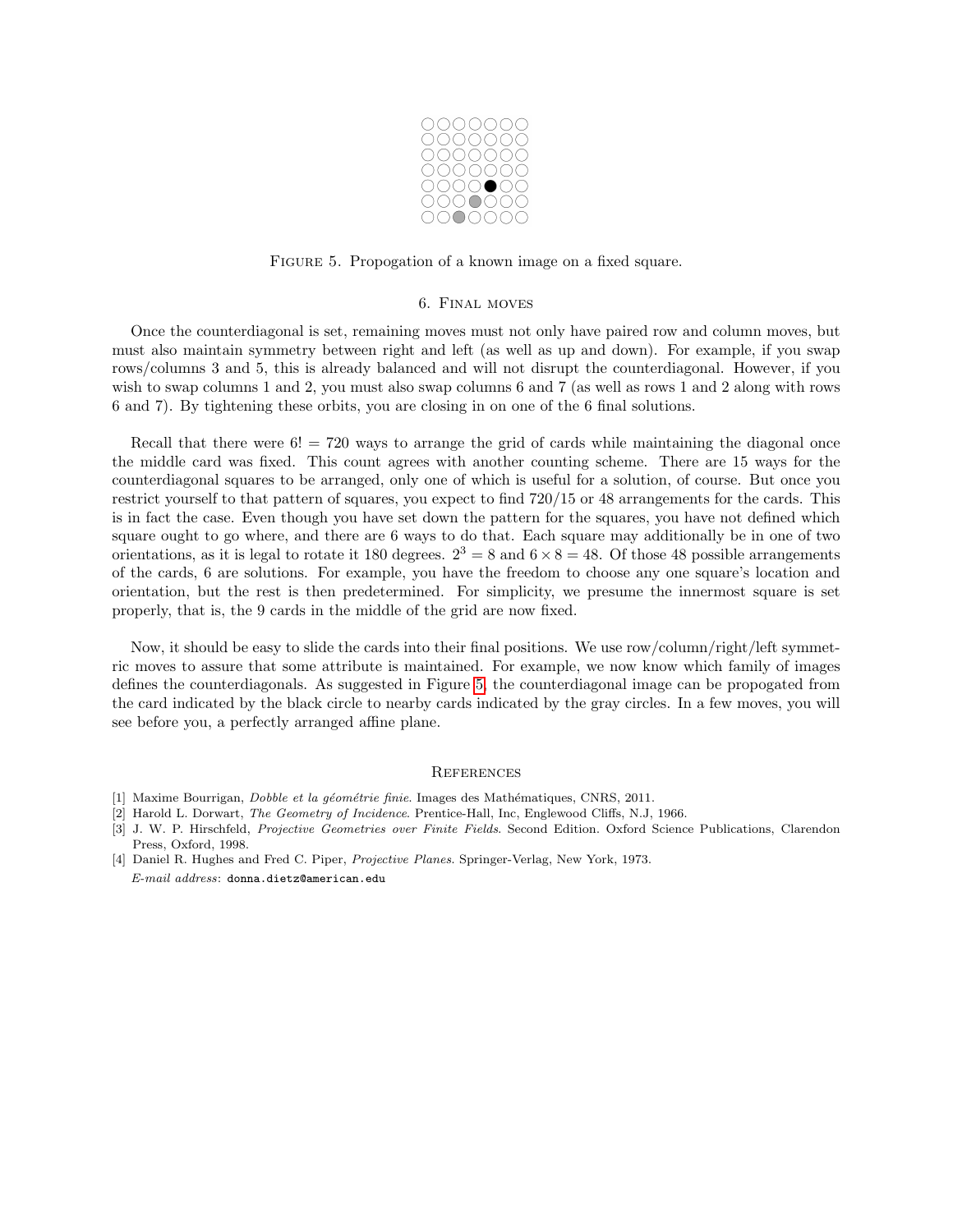Figure 5. Propogation of a known image on a fixed square.

## 6. Final moves

Once the counterdiagonal is set, remaining moves must not only have paired row and column moves, but must also maintain symmetry between right and left (as well as up and down). For example, if you swap rows/columns 3 and 5, this is already balanced and will not disrupt the counterdiagonal. However, if you wish to swap columns 1 and 2, you must also swap columns 6 and 7 (as well as rows 1 and 2 along with rows 6 and 7). By tightening these orbits, you are closing in on one of the 6 final solutions.

Recall that there were $6! = 720$ ways to arrange the grid of cards while maintaining the diagonal once the middle card was fixed. This count agrees with another counting scheme. There are 15 ways for the counterdiagonal squares to be arranged, only one of which is useful for a solution, of course. But once you restrict yourself to that pattern of squares, you expect to find 720/15 or 48 arrangements for the cards. This is in fact the case. Even though you have set down the pattern for the squares, you have not defined which square ought to go where, and there are 6 ways to do that. Each square may additionally be in one of two orientations, as it is legal to rotate it 180 degrees. $2^3 = 8$ and $6 \times 8 = 48$. Of those 48 possible arrangements of the cards, 6 are solutions. For example, you have the freedom to choose any one square's location and orientation, but the rest is then predetermined. For simplicity, we presume the innermost square is set properly, that is, the 9 cards in the middle of the grid are now fixed.

Now, it should be easy to slide the cards into their final positions. We use row/column/right/left symmetric moves to assure that some attribute is maintained. For example, we now know which family of images defines the counterdiagonals. As suggested in Figure 5, the counterdiagonal image can be propogated from the card indicated by the black circle to nearby cards indicated by the gray circles. In a few moves, you will see before you, a perfectly arranged affine plane.

## References

[1] Maxime Bourrigan, *Dobble et la géométrie finie*. Images des Mathématiques, CNRS, 2011.

[2] Harold L. Dorwart, *The Geometry of Incidence*. Prentice-Hall, Inc, Englewood Cliffs, N.J, 1966.

[3] J. W. P. Hirschfeld, *Projective Geometries over Finite Fields*. Second Edition. Oxford Science Publications, Clarendon Press, Oxford, 1998.

[4] Daniel R. Hughes and Fred C. Piper, *Projective Planes*. Springer-Verlag, New York, 1973.

*E-mail address*: donna.dietz@american.edu